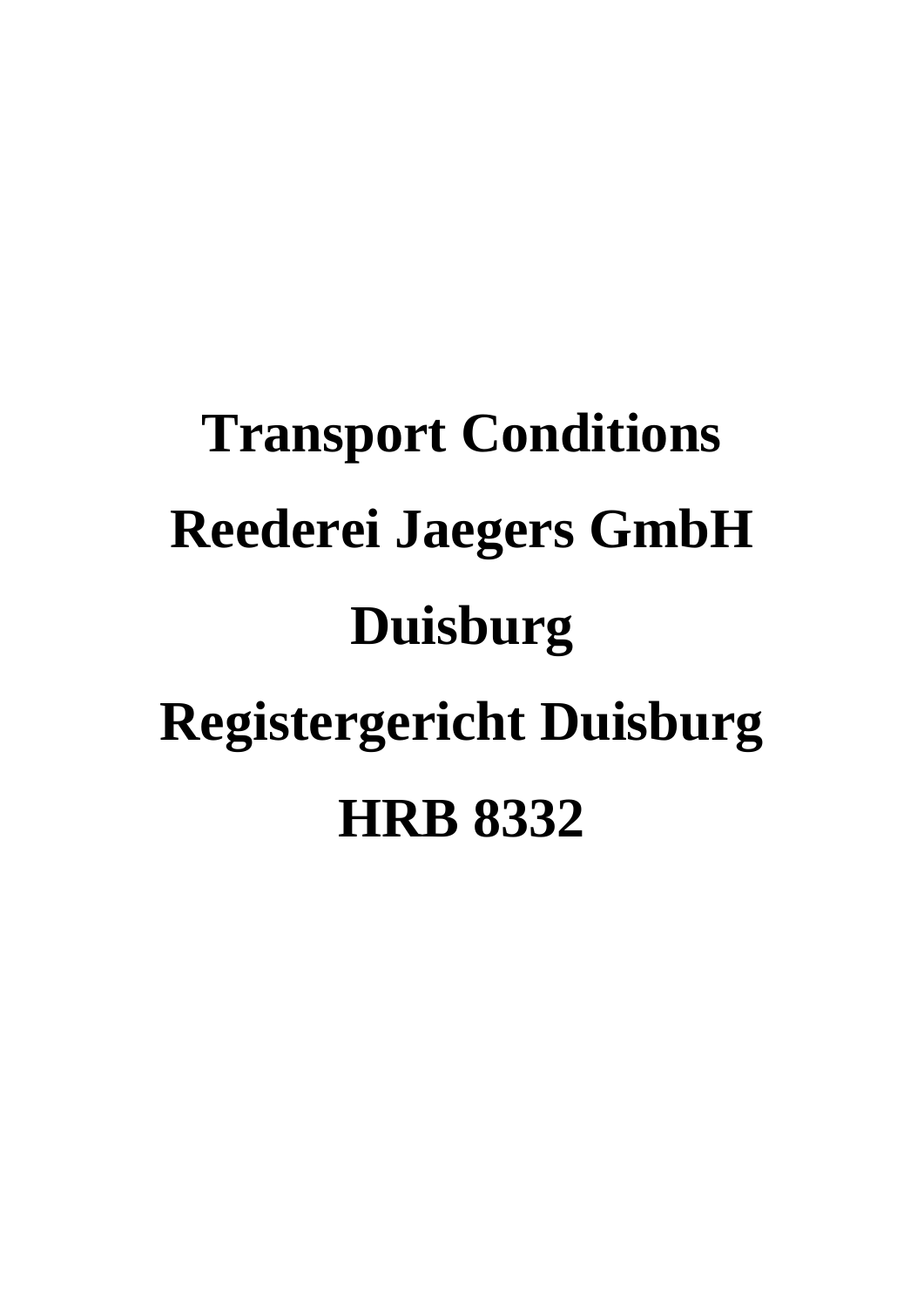# Transport Conditions

# Reederei Jaegers GmbH

# Duisburg

# Registergericht Duisburg

# HRB 8332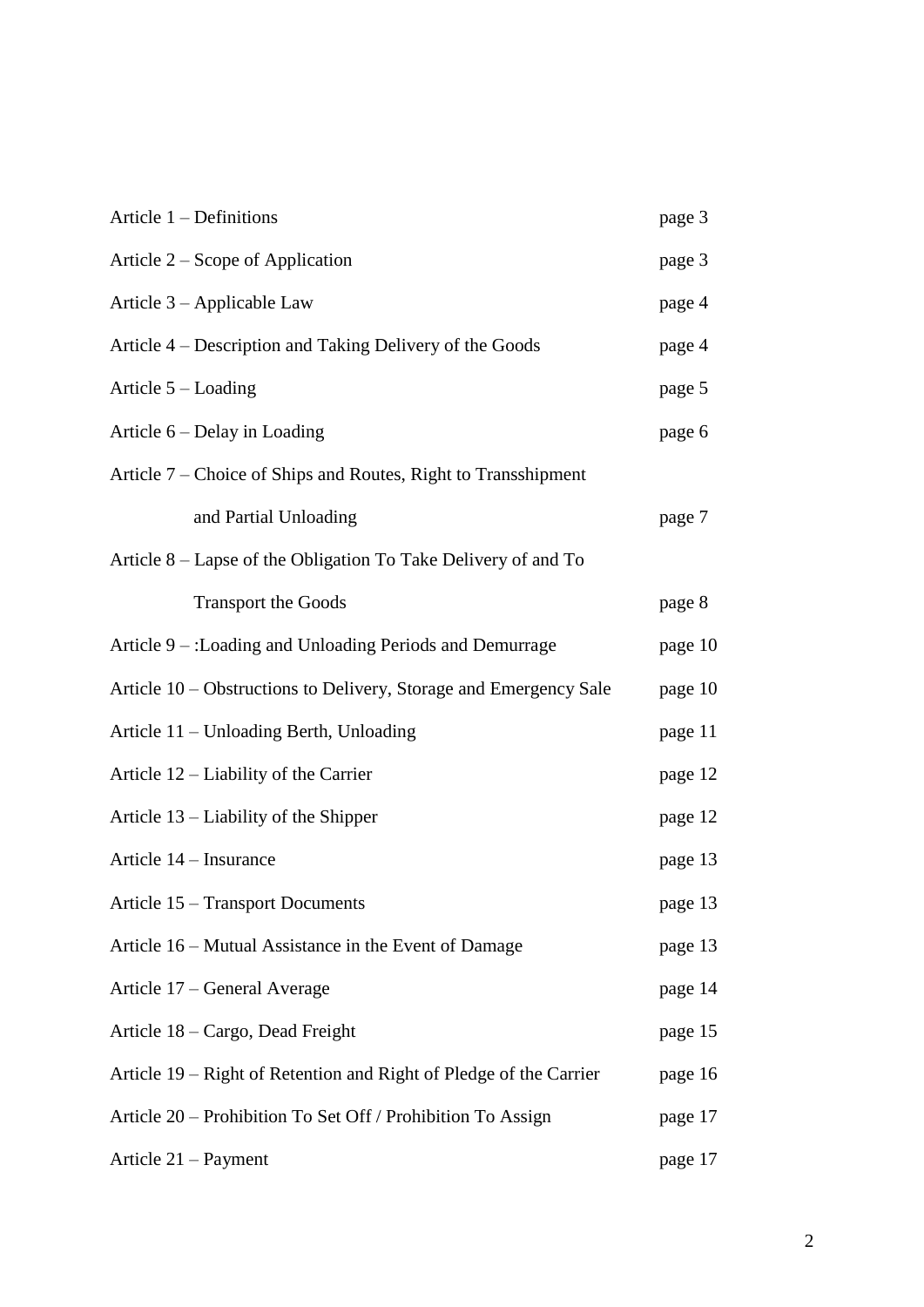| | |
|---|---|
| Article 1 – Definitions | page 3 |
| Article 2 – Scope of Application | page 3 |
| Article 3 – Applicable Law | page 4 |
| Article 4 – Description and Taking Delivery of the Goods | page 4 |
| Article 5 – Loading | page 5 |
| Article 6 – Delay in Loading | page 6 |
| Article 7 – Choice of Ships and Routes, Right to Transshipment and Partial Unloading | page 7 |
| Article 8 – Lapse of the Obligation To Take Delivery of and To Transport the Goods | page 8 |
| Article 9 – :Loading and Unloading Periods and Demurrage | page 10 |
| Article 10 – Obstructions to Delivery, Storage and Emergency Sale | page 10 |
| Article 11 – Unloading Berth, Unloading | page 11 |
| Article 12 – Liability of the Carrier | page 12 |
| Article 13 – Liability of the Shipper | page 12 |
| Article 14 – Insurance | page 13 |
| Article 15 – Transport Documents | page 13 |
| Article 16 – Mutual Assistance in the Event of Damage | page 13 |
| Article 17 – General Average | page 14 |
| Article 18 – Cargo, Dead Freight | page 15 |
| Article 19 – Right of Retention and Right of Pledge of the Carrier | page 16 |
| Article 20 – Prohibition To Set Off / Prohibition To Assign | page 17 |
| Article 21 – Payment | page 17 |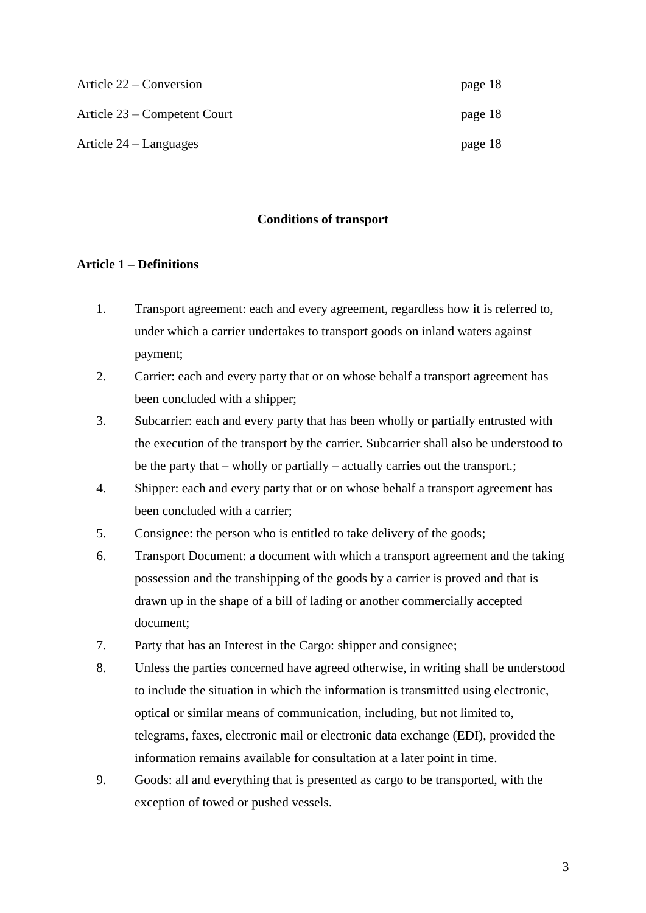| | |
|---|---|
| Article 22 – Conversion | page 18 |
| Article 23 – Competent Court | page 18 |
| Article 24 – Languages | page 18 |

## Conditions of transport

### Article 1 – Definitions

1. Transport agreement: each and every agreement, regardless how it is referred to, under which a carrier undertakes to transport goods on inland waters against payment;
2. Carrier: each and every party that or on whose behalf a transport agreement has been concluded with a shipper;
3. Subcarrier: each and every party that has been wholly or partially entrusted with the execution of the transport by the carrier. Subcarrier shall also be understood to be the party that – wholly or partially – actually carries out the transport.;
4. Shipper: each and every party that or on whose behalf a transport agreement has been concluded with a carrier;
5. Consignee: the person who is entitled to take delivery of the goods;
6. Transport Document: a document with which a transport agreement and the taking possession and the transhipping of the goods by a carrier is proved and that is drawn up in the shape of a bill of lading or another commercially accepted document;
7. Party that has an Interest in the Cargo: shipper and consignee;
8. Unless the parties concerned have agreed otherwise, in writing shall be understood to include the situation in which the information is transmitted using electronic, optical or similar means of communication, including, but not limited to, telegrams, faxes, electronic mail or electronic data exchange (EDI), provided the information remains available for consultation at a later point in time.
9. Goods: all and everything that is presented as cargo to be transported, with the exception of towed or pushed vessels.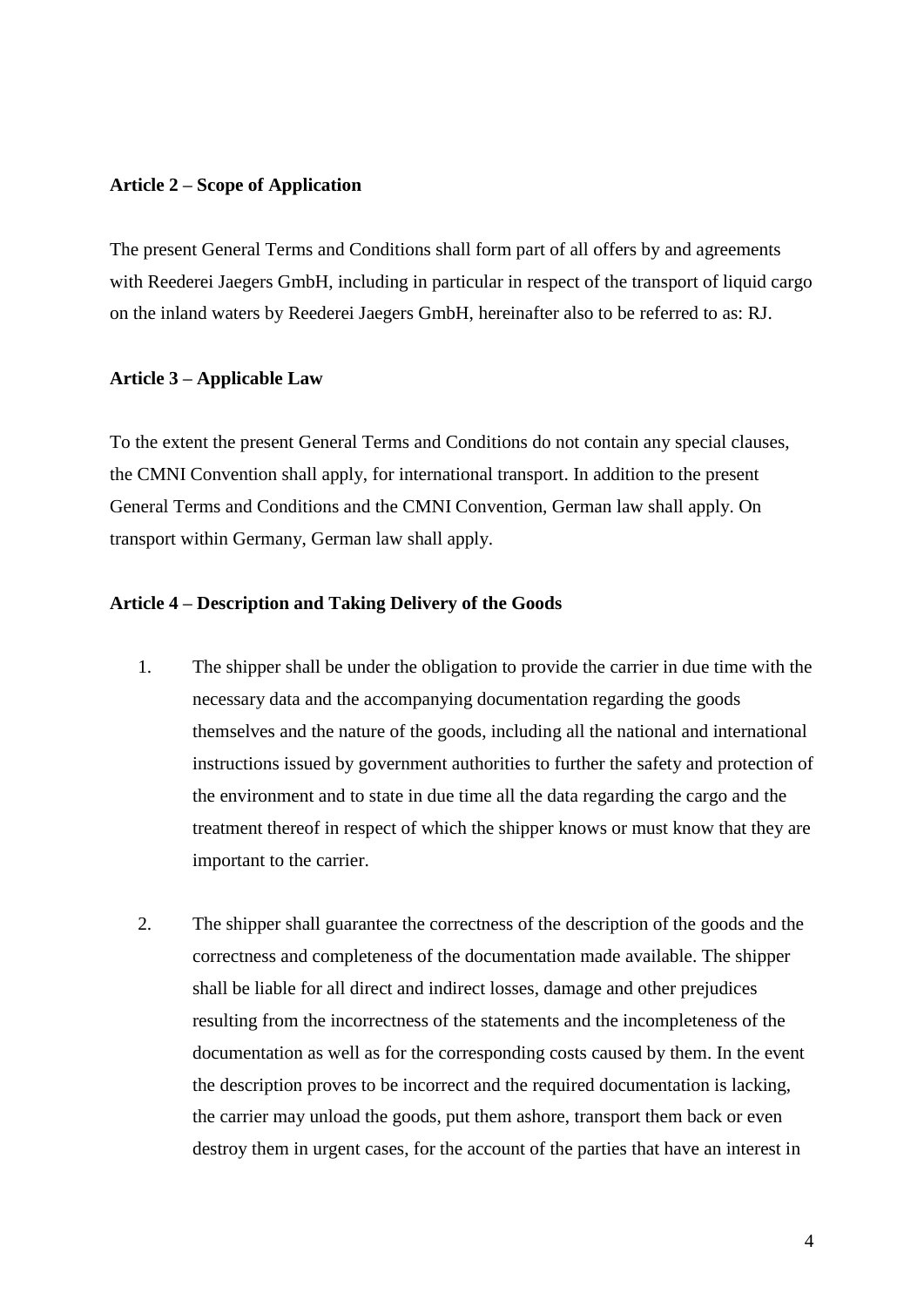**Article 2 – Scope of Application**

The present General Terms and Conditions shall form part of all offers by and agreements with Reederei Jaegers GmbH, including in particular in respect of the transport of liquid cargo on the inland waters by Reederei Jaegers GmbH, hereinafter also to be referred to as: RJ.

**Article 3 – Applicable Law**

To the extent the present General Terms and Conditions do not contain any special clauses, the CMNI Convention shall apply, for international transport. In addition to the present General Terms and Conditions and the CMNI Convention, German law shall apply. On transport within Germany, German law shall apply.

**Article 4 – Description and Taking Delivery of the Goods**

1. The shipper shall be under the obligation to provide the carrier in due time with the necessary data and the accompanying documentation regarding the goods themselves and the nature of the goods, including all the national and international instructions issued by government authorities to further the safety and protection of the environment and to state in due time all the data regarding the cargo and the treatment thereof in respect of which the shipper knows or must know that they are important to the carrier.

2. The shipper shall guarantee the correctness of the description of the goods and the correctness and completeness of the documentation made available. The shipper shall be liable for all direct and indirect losses, damage and other prejudices resulting from the incorrectness of the statements and the incompleteness of the documentation as well as for the corresponding costs caused by them. In the event the description proves to be incorrect and the required documentation is lacking, the carrier may unload the goods, put them ashore, transport them back or even destroy them in urgent cases, for the account of the parties that have an interest in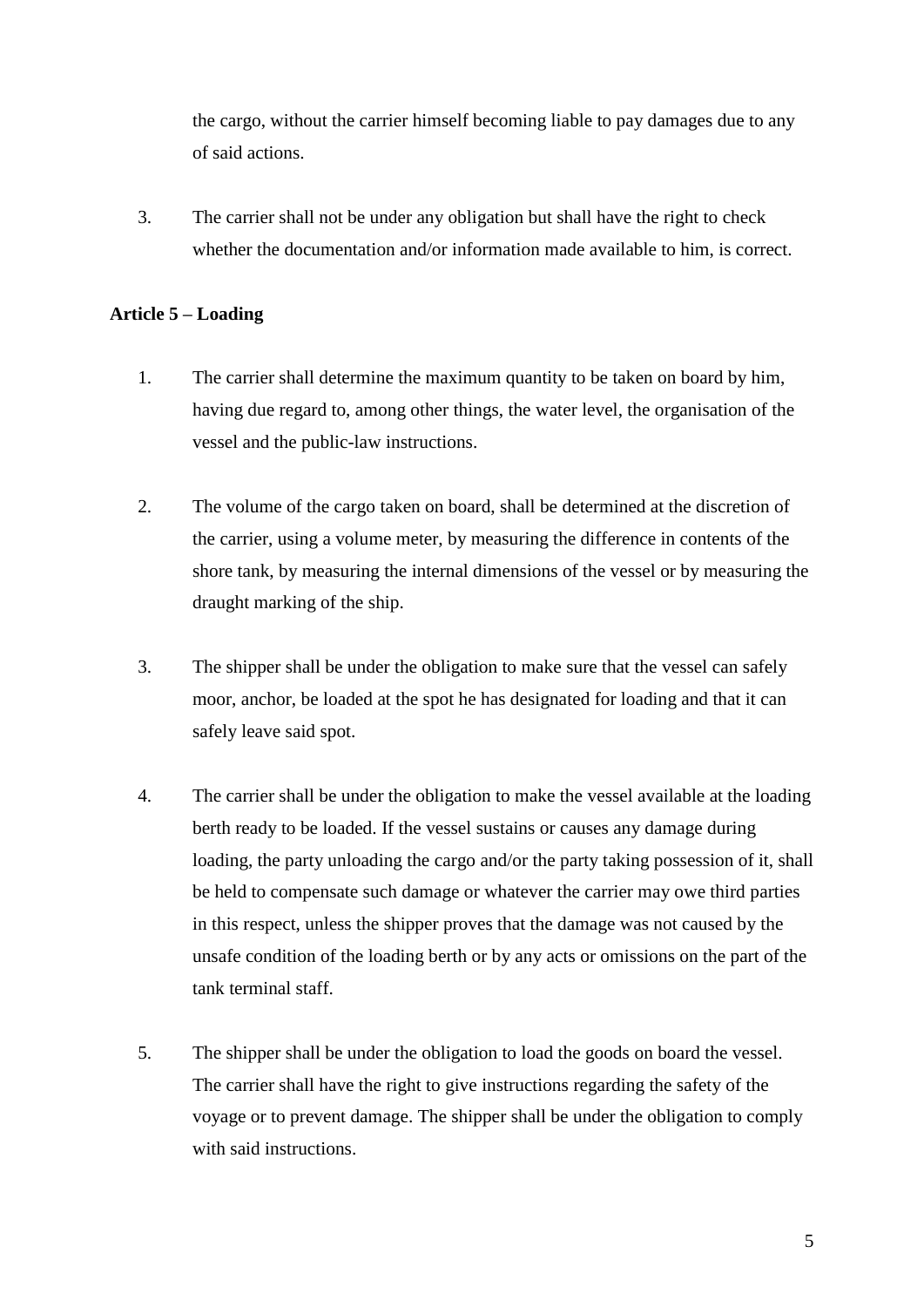the cargo, without the carrier himself becoming liable to pay damages due to any of said actions.

3. The carrier shall not be under any obligation but shall have the right to check whether the documentation and/or information made available to him, is correct.

**Article 5 – Loading**

1. The carrier shall determine the maximum quantity to be taken on board by him, having due regard to, among other things, the water level, the organisation of the vessel and the public-law instructions.

2. The volume of the cargo taken on board, shall be determined at the discretion of the carrier, using a volume meter, by measuring the difference in contents of the shore tank, by measuring the internal dimensions of the vessel or by measuring the draught marking of the ship.

3. The shipper shall be under the obligation to make sure that the vessel can safely moor, anchor, be loaded at the spot he has designated for loading and that it can safely leave said spot.

4. The carrier shall be under the obligation to make the vessel available at the loading berth ready to be loaded. If the vessel sustains or causes any damage during loading, the party unloading the cargo and/or the party taking possession of it, shall be held to compensate such damage or whatever the carrier may owe third parties in this respect, unless the shipper proves that the damage was not caused by the unsafe condition of the loading berth or by any acts or omissions on the part of the tank terminal staff.

5. The shipper shall be under the obligation to load the goods on board the vessel. The carrier shall have the right to give instructions regarding the safety of the voyage or to prevent damage. The shipper shall be under the obligation to comply with said instructions.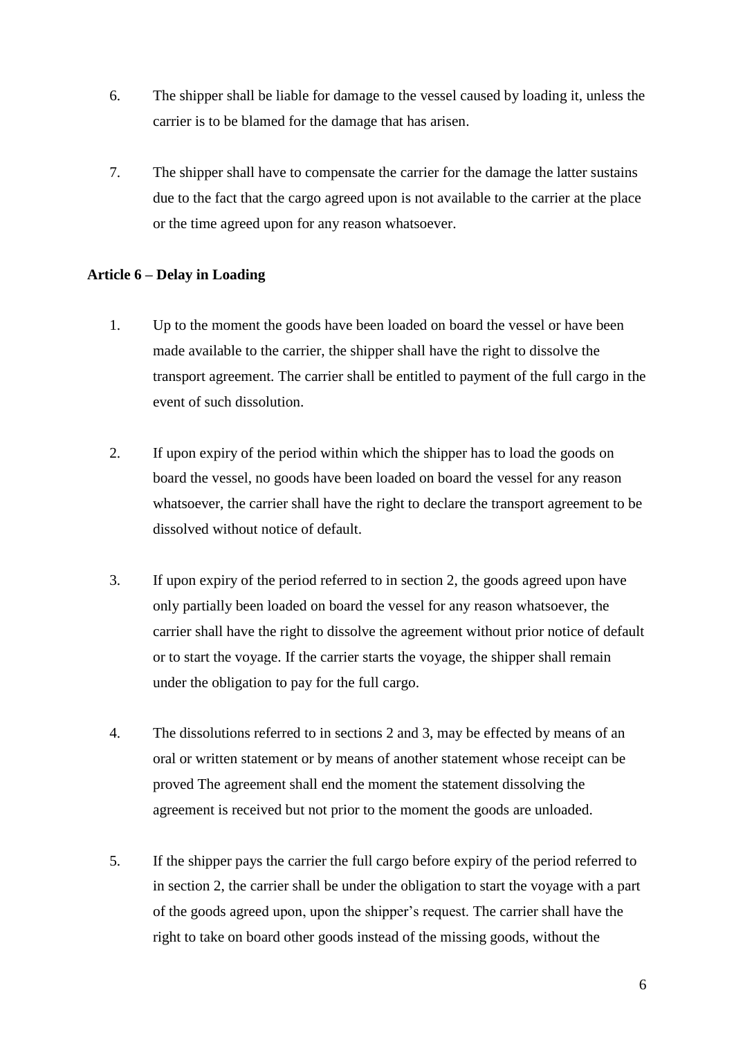6. The shipper shall be liable for damage to the vessel caused by loading it, unless the carrier is to be blamed for the damage that has arisen.

7. The shipper shall have to compensate the carrier for the damage the latter sustains due to the fact that the cargo agreed upon is not available to the carrier at the place or the time agreed upon for any reason whatsoever.

**Article 6 – Delay in Loading**

1. Up to the moment the goods have been loaded on board the vessel or have been made available to the carrier, the shipper shall have the right to dissolve the transport agreement. The carrier shall be entitled to payment of the full cargo in the event of such dissolution.

2. If upon expiry of the period within which the shipper has to load the goods on board the vessel, no goods have been loaded on board the vessel for any reason whatsoever, the carrier shall have the right to declare the transport agreement to be dissolved without notice of default.

3. If upon expiry of the period referred to in section 2, the goods agreed upon have only partially been loaded on board the vessel for any reason whatsoever, the carrier shall have the right to dissolve the agreement without prior notice of default or to start the voyage. If the carrier starts the voyage, the shipper shall remain under the obligation to pay for the full cargo.

4. The dissolutions referred to in sections 2 and 3, may be effected by means of an oral or written statement or by means of another statement whose receipt can be proved The agreement shall end the moment the statement dissolving the agreement is received but not prior to the moment the goods are unloaded.

5. If the shipper pays the carrier the full cargo before expiry of the period referred to in section 2, the carrier shall be under the obligation to start the voyage with a part of the goods agreed upon, upon the shipper's request. The carrier shall have the right to take on board other goods instead of the missing goods, without the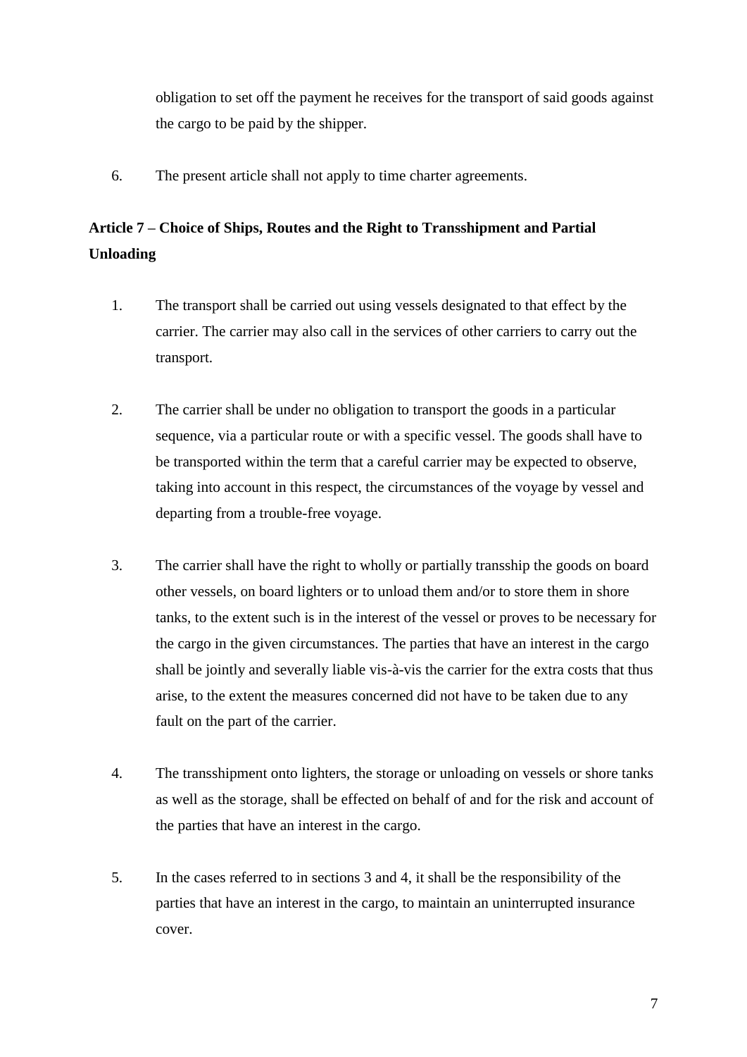obligation to set off the payment he receives for the transport of said goods against the cargo to be paid by the shipper.

6. The present article shall not apply to time charter agreements.

**Article 7 – Choice of Ships, Routes and the Right to Transshipment and Partial Unloading**

1. The transport shall be carried out using vessels designated to that effect by the carrier. The carrier may also call in the services of other carriers to carry out the transport.

2. The carrier shall be under no obligation to transport the goods in a particular sequence, via a particular route or with a specific vessel. The goods shall have to be transported within the term that a careful carrier may be expected to observe, taking into account in this respect, the circumstances of the voyage by vessel and departing from a trouble-free voyage.

3. The carrier shall have the right to wholly or partially transship the goods on board other vessels, on board lighters or to unload them and/or to store them in shore tanks, to the extent such is in the interest of the vessel or proves to be necessary for the cargo in the given circumstances. The parties that have an interest in the cargo shall be jointly and severally liable vis-à-vis the carrier for the extra costs that thus arise, to the extent the measures concerned did not have to be taken due to any fault on the part of the carrier.

4. The transshipment onto lighters, the storage or unloading on vessels or shore tanks as well as the storage, shall be effected on behalf of and for the risk and account of the parties that have an interest in the cargo.

5. In the cases referred to in sections 3 and 4, it shall be the responsibility of the parties that have an interest in the cargo, to maintain an uninterrupted insurance cover.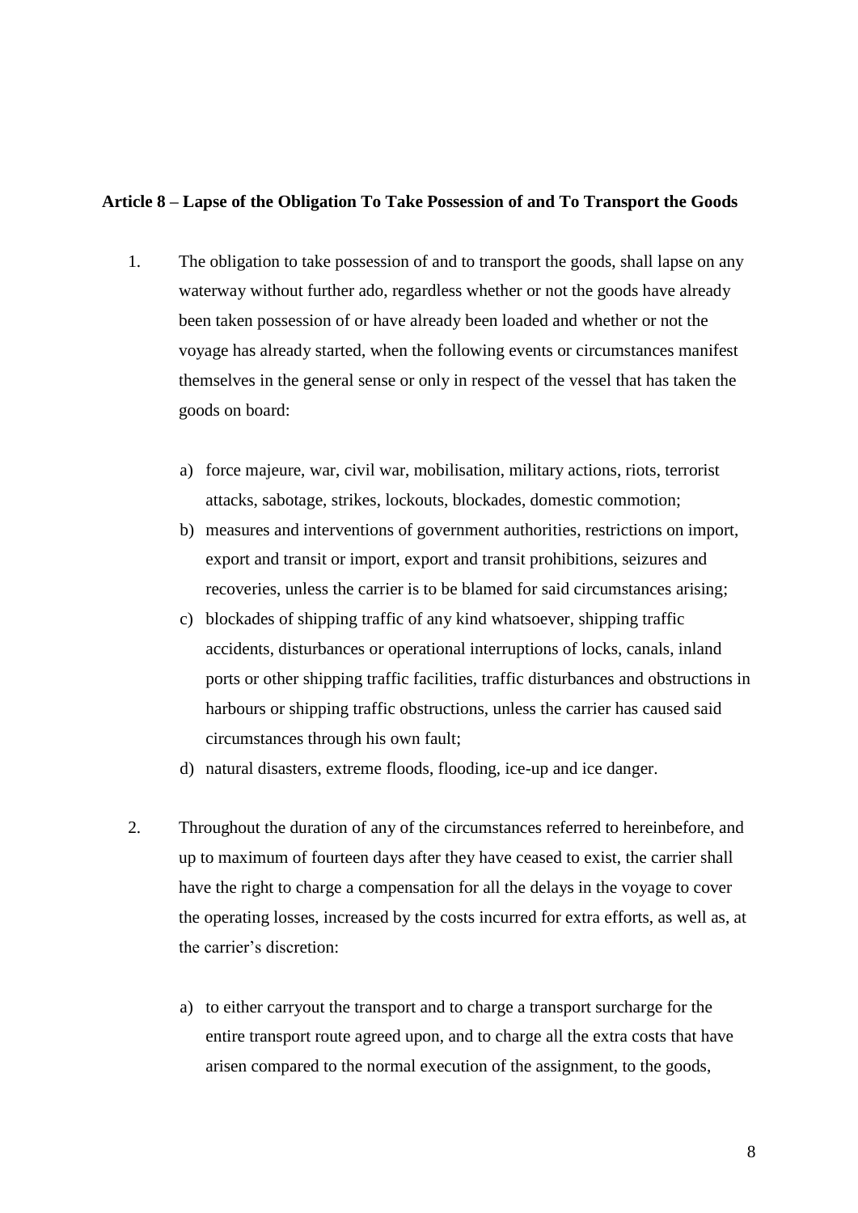**Article 8 – Lapse of the Obligation To Take Possession of and To Transport the Goods**

1. The obligation to take possession of and to transport the goods, shall lapse on any waterway without further ado, regardless whether or not the goods have already been taken possession of or have already been loaded and whether or not the voyage has already started, when the following events or circumstances manifest themselves in the general sense or only in respect of the vessel that has taken the goods on board:

   a) force majeure, war, civil war, mobilisation, military actions, riots, terrorist attacks, sabotage, strikes, lockouts, blockades, domestic commotion;
   b) measures and interventions of government authorities, restrictions on import, export and transit or import, export and transit prohibitions, seizures and recoveries, unless the carrier is to be blamed for said circumstances arising;
   c) blockades of shipping traffic of any kind whatsoever, shipping traffic accidents, disturbances or operational interruptions of locks, canals, inland ports or other shipping traffic facilities, traffic disturbances and obstructions in harbours or shipping traffic obstructions, unless the carrier has caused said circumstances through his own fault;
   d) natural disasters, extreme floods, flooding, ice-up and ice danger.

2. Throughout the duration of any of the circumstances referred to hereinbefore, and up to maximum of fourteen days after they have ceased to exist, the carrier shall have the right to charge a compensation for all the delays in the voyage to cover the operating losses, increased by the costs incurred for extra efforts, as well as, at the carrier's discretion:

   a) to either carryout the transport and to charge a transport surcharge for the entire transport route agreed upon, and to charge all the extra costs that have arisen compared to the normal execution of the assignment, to the goods,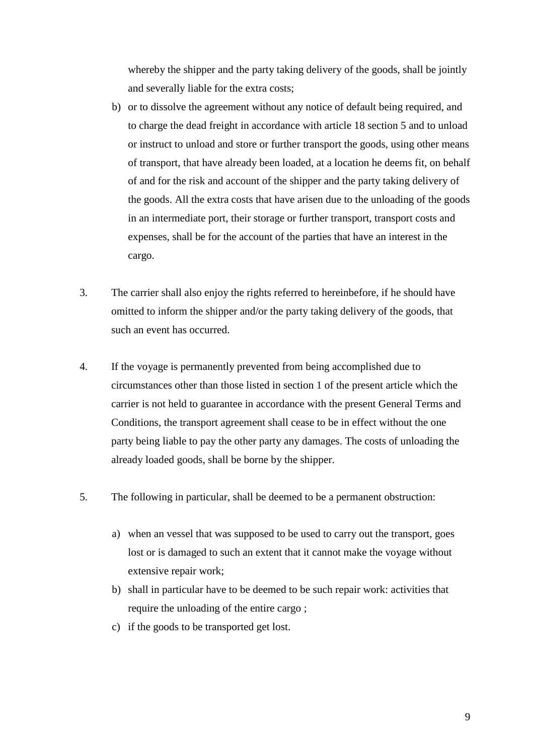whereby the shipper and the party taking delivery of the goods, shall be jointly and severally liable for the extra costs;

b) or to dissolve the agreement without any notice of default being required, and to charge the dead freight in accordance with article 18 section 5 and to unload or instruct to unload and store or further transport the goods, using other means of transport, that have already been loaded, at a location he deems fit, on behalf of and for the risk and account of the shipper and the party taking delivery of the goods. All the extra costs that have arisen due to the unloading of the goods in an intermediate port, their storage or further transport, transport costs and expenses, shall be for the account of the parties that have an interest in the cargo.

3. The carrier shall also enjoy the rights referred to hereinbefore, if he should have omitted to inform the shipper and/or the party taking delivery of the goods, that such an event has occurred.

4. If the voyage is permanently prevented from being accomplished due to circumstances other than those listed in section 1 of the present article which the carrier is not held to guarantee in accordance with the present General Terms and Conditions, the transport agreement shall cease to be in effect without the one party being liable to pay the other party any damages. The costs of unloading the already loaded goods, shall be borne by the shipper.

5. The following in particular, shall be deemed to be a permanent obstruction:

   a) when an vessel that was supposed to be used to carry out the transport, goes lost or is damaged to such an extent that it cannot make the voyage without extensive repair work;
   b) shall in particular have to be deemed to be such repair work: activities that require the unloading of the entire cargo ;
   c) if the goods to be transported get lost.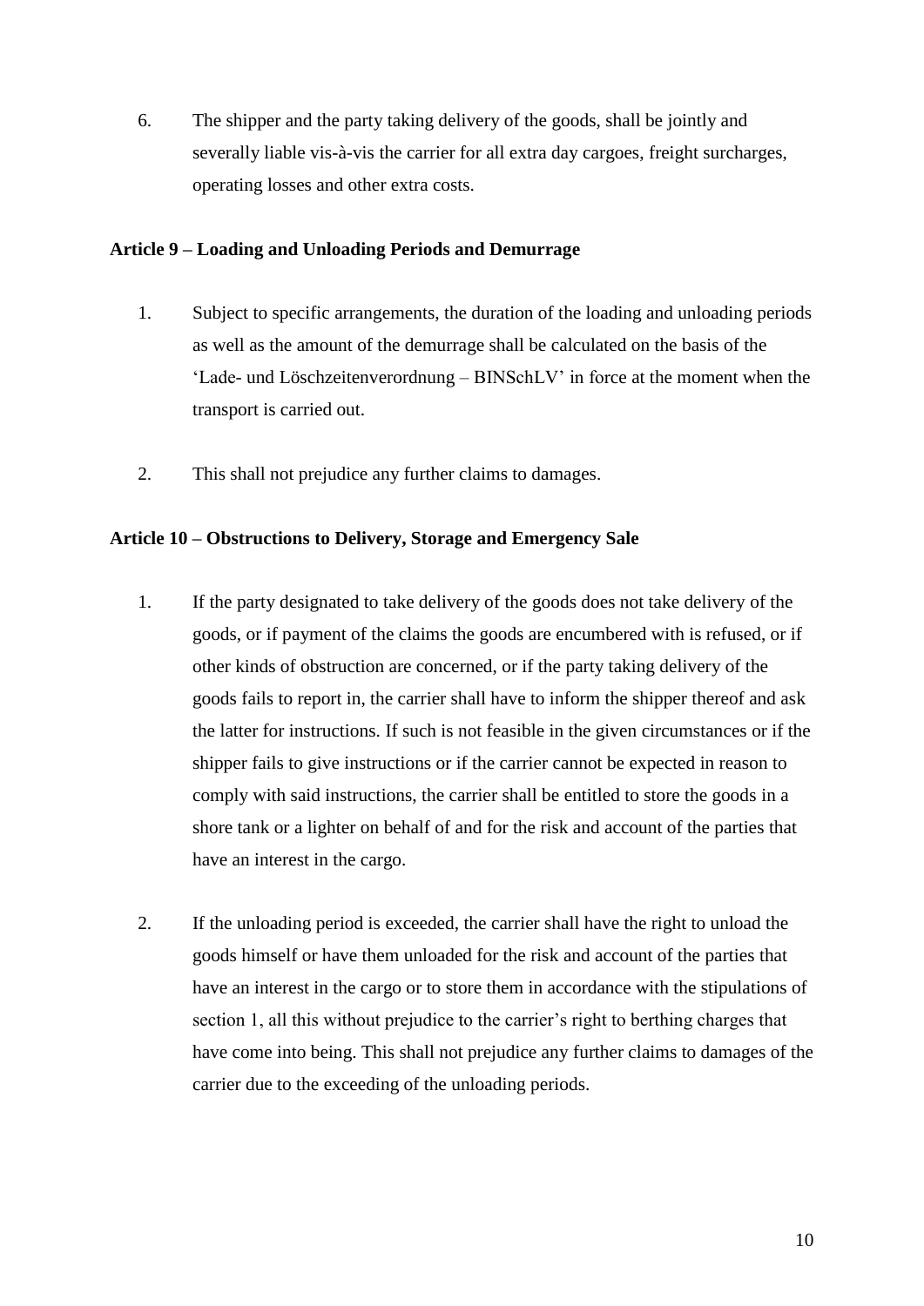6. The shipper and the party taking delivery of the goods, shall be jointly and severally liable vis-à-vis the carrier for all extra day cargoes, freight surcharges, operating losses and other extra costs.

**Article 9 – Loading and Unloading Periods and Demurrage**

1. Subject to specific arrangements, the duration of the loading and unloading periods as well as the amount of the demurrage shall be calculated on the basis of the 'Lade- und Löschzeitenverordnung – BINSchLV' in force at the moment when the transport is carried out.

2. This shall not prejudice any further claims to damages.

**Article 10 – Obstructions to Delivery, Storage and Emergency Sale**

1. If the party designated to take delivery of the goods does not take delivery of the goods, or if payment of the claims the goods are encumbered with is refused, or if other kinds of obstruction are concerned, or if the party taking delivery of the goods fails to report in, the carrier shall have to inform the shipper thereof and ask the latter for instructions. If such is not feasible in the given circumstances or if the shipper fails to give instructions or if the carrier cannot be expected in reason to comply with said instructions, the carrier shall be entitled to store the goods in a shore tank or a lighter on behalf of and for the risk and account of the parties that have an interest in the cargo.

2. If the unloading period is exceeded, the carrier shall have the right to unload the goods himself or have them unloaded for the risk and account of the parties that have an interest in the cargo or to store them in accordance with the stipulations of section 1, all this without prejudice to the carrier's right to berthing charges that have come into being. This shall not prejudice any further claims to damages of the carrier due to the exceeding of the unloading periods.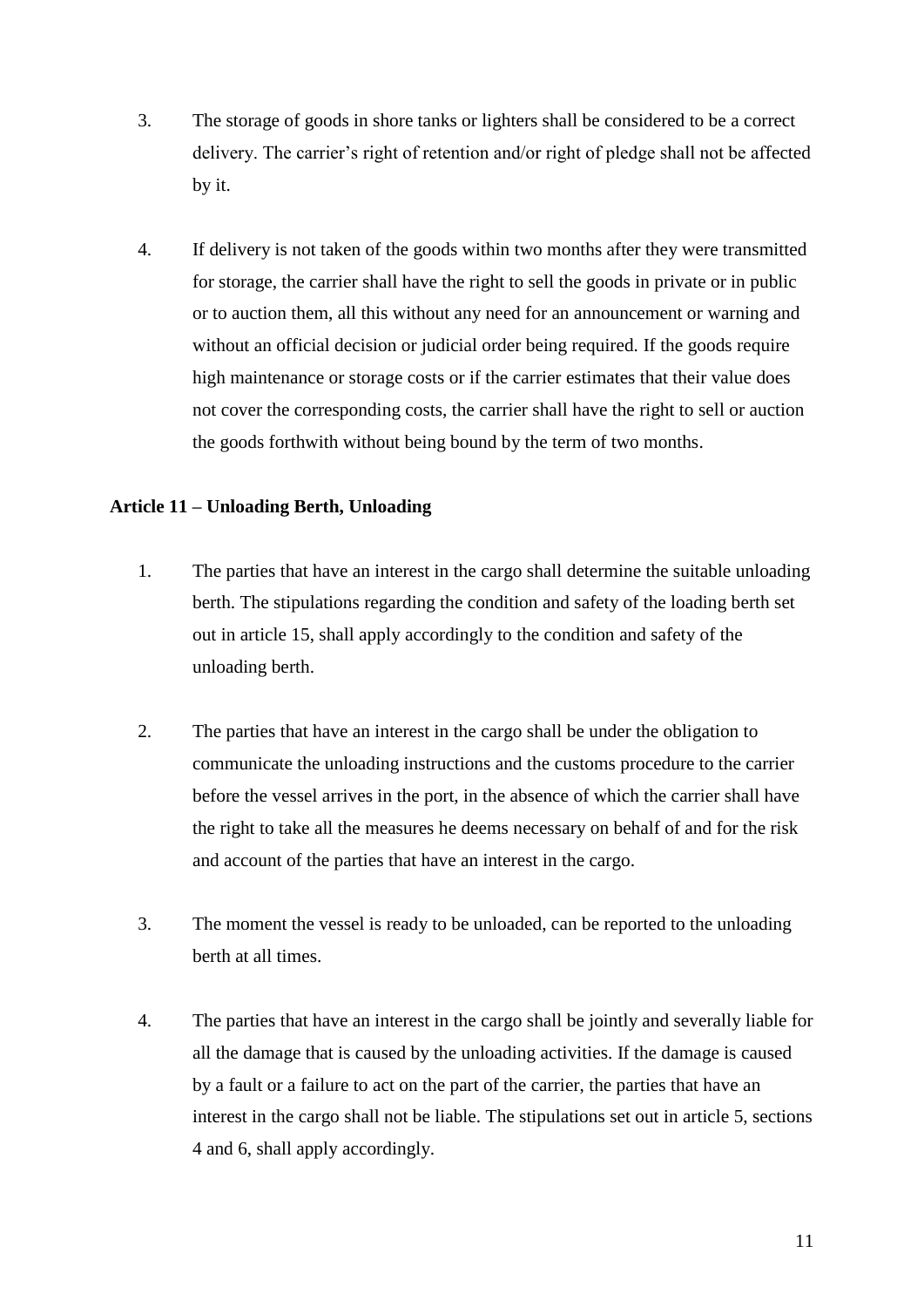3. The storage of goods in shore tanks or lighters shall be considered to be a correct delivery. The carrier's right of retention and/or right of pledge shall not be affected by it.

4. If delivery is not taken of the goods within two months after they were transmitted for storage, the carrier shall have the right to sell the goods in private or in public or to auction them, all this without any need for an announcement or warning and without an official decision or judicial order being required. If the goods require high maintenance or storage costs or if the carrier estimates that their value does not cover the corresponding costs, the carrier shall have the right to sell or auction the goods forthwith without being bound by the term of two months.

**Article 11 – Unloading Berth, Unloading**

1. The parties that have an interest in the cargo shall determine the suitable unloading berth. The stipulations regarding the condition and safety of the loading berth set out in article 15, shall apply accordingly to the condition and safety of the unloading berth.

2. The parties that have an interest in the cargo shall be under the obligation to communicate the unloading instructions and the customs procedure to the carrier before the vessel arrives in the port, in the absence of which the carrier shall have the right to take all the measures he deems necessary on behalf of and for the risk and account of the parties that have an interest in the cargo.

3. The moment the vessel is ready to be unloaded, can be reported to the unloading berth at all times.

4. The parties that have an interest in the cargo shall be jointly and severally liable for all the damage that is caused by the unloading activities. If the damage is caused by a fault or a failure to act on the part of the carrier, the parties that have an interest in the cargo shall not be liable. The stipulations set out in article 5, sections 4 and 6, shall apply accordingly.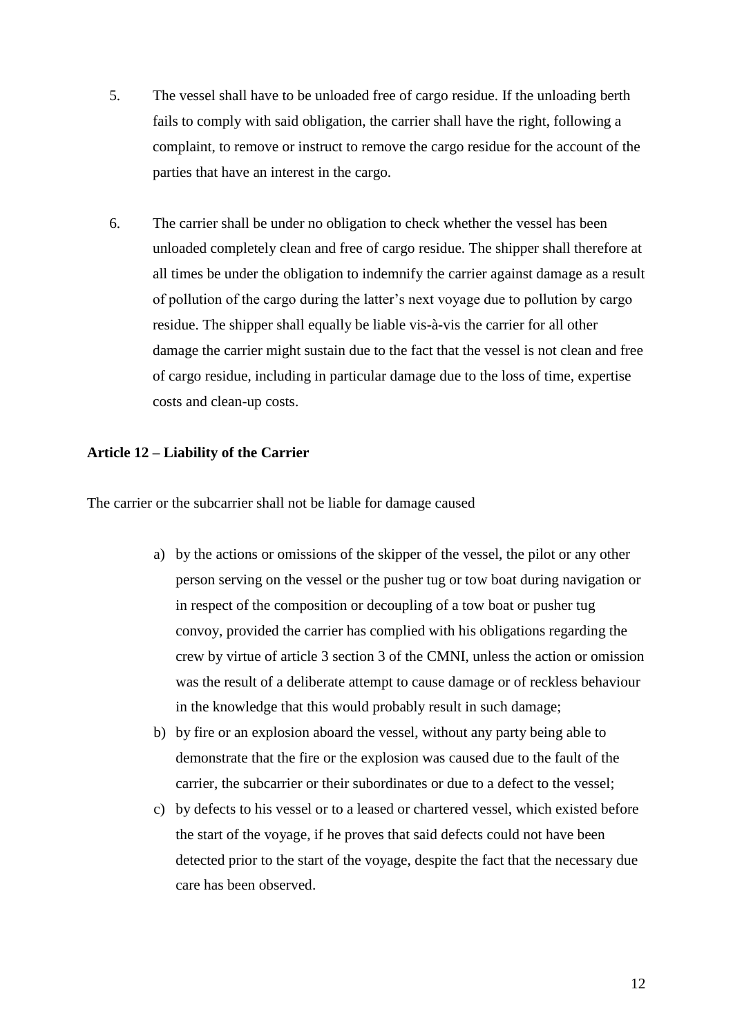5. The vessel shall have to be unloaded free of cargo residue. If the unloading berth fails to comply with said obligation, the carrier shall have the right, following a complaint, to remove or instruct to remove the cargo residue for the account of the parties that have an interest in the cargo.

6. The carrier shall be under no obligation to check whether the vessel has been unloaded completely clean and free of cargo residue. The shipper shall therefore at all times be under the obligation to indemnify the carrier against damage as a result of pollution of the cargo during the latter's next voyage due to pollution by cargo residue. The shipper shall equally be liable vis-à-vis the carrier for all other damage the carrier might sustain due to the fact that the vessel is not clean and free of cargo residue, including in particular damage due to the loss of time, expertise costs and clean-up costs.

**Article 12 – Liability of the Carrier**

The carrier or the subcarrier shall not be liable for damage caused

a) by the actions or omissions of the skipper of the vessel, the pilot or any other person serving on the vessel or the pusher tug or tow boat during navigation or in respect of the composition or decoupling of a tow boat or pusher tug convoy, provided the carrier has complied with his obligations regarding the crew by virtue of article 3 section 3 of the CMNI, unless the action or omission was the result of a deliberate attempt to cause damage or of reckless behaviour in the knowledge that this would probably result in such damage;
b) by fire or an explosion aboard the vessel, without any party being able to demonstrate that the fire or the explosion was caused due to the fault of the carrier, the subcarrier or their subordinates or due to a defect to the vessel;
c) by defects to his vessel or to a leased or chartered vessel, which existed before the start of the voyage, if he proves that said defects could not have been detected prior to the start of the voyage, despite the fact that the necessary due care has been observed.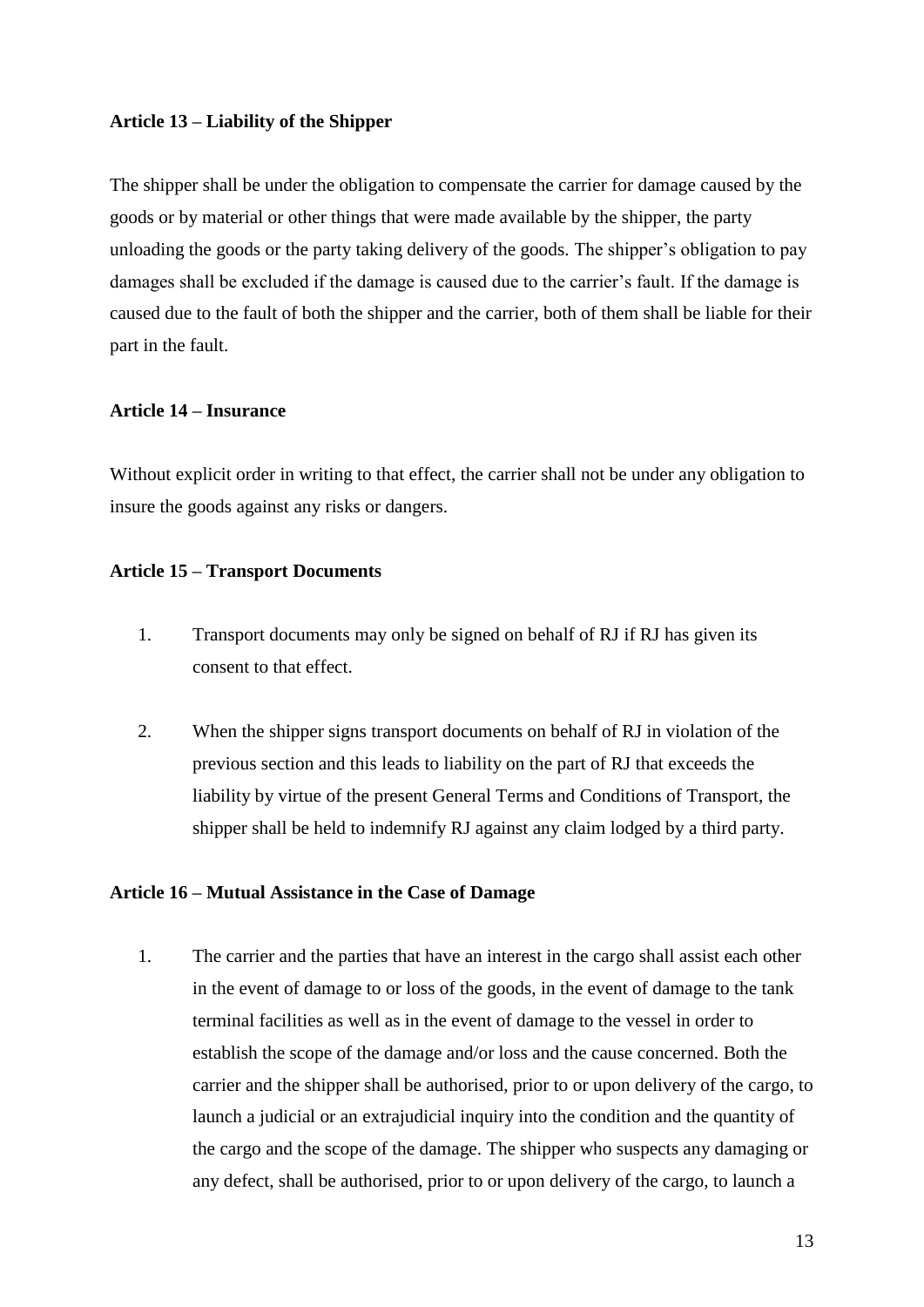**Article 13 – Liability of the Shipper**

The shipper shall be under the obligation to compensate the carrier for damage caused by the goods or by material or other things that were made available by the shipper, the party unloading the goods or the party taking delivery of the goods. The shipper's obligation to pay damages shall be excluded if the damage is caused due to the carrier's fault. If the damage is caused due to the fault of both the shipper and the carrier, both of them shall be liable for their part in the fault.

**Article 14 – Insurance**

Without explicit order in writing to that effect, the carrier shall not be under any obligation to insure the goods against any risks or dangers.

**Article 15 – Transport Documents**

1. Transport documents may only be signed on behalf of RJ if RJ has given its consent to that effect.

2. When the shipper signs transport documents on behalf of RJ in violation of the previous section and this leads to liability on the part of RJ that exceeds the liability by virtue of the present General Terms and Conditions of Transport, the shipper shall be held to indemnify RJ against any claim lodged by a third party.

**Article 16 – Mutual Assistance in the Case of Damage**

1. The carrier and the parties that have an interest in the cargo shall assist each other in the event of damage to or loss of the goods, in the event of damage to the tank terminal facilities as well as in the event of damage to the vessel in order to establish the scope of the damage and/or loss and the cause concerned. Both the carrier and the shipper shall be authorised, prior to or upon delivery of the cargo, to launch a judicial or an extrajudicial inquiry into the condition and the quantity of the cargo and the scope of the damage. The shipper who suspects any damaging or any defect, shall be authorised, prior to or upon delivery of the cargo, to launch a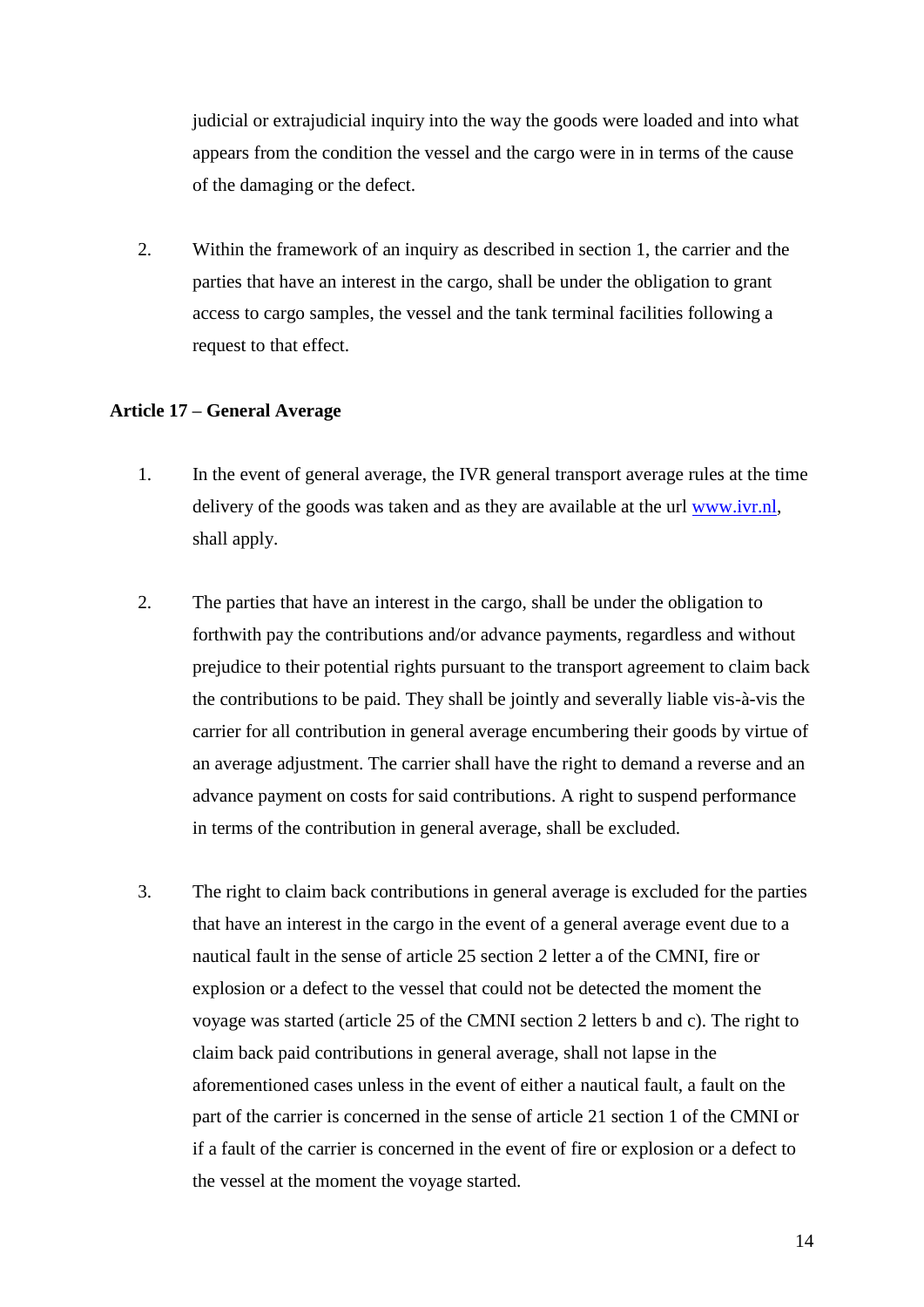judicial or extrajudicial inquiry into the way the goods were loaded and into what appears from the condition the vessel and the cargo were in in terms of the cause of the damaging or the defect.

2. Within the framework of an inquiry as described in section 1, the carrier and the parties that have an interest in the cargo, shall be under the obligation to grant access to cargo samples, the vessel and the tank terminal facilities following a request to that effect.

**Article 17 – General Average**

1. In the event of general average, the IVR general transport average rules at the time delivery of the goods was taken and as they are available at the url [www.ivr.nl](http://www.ivr.nl), shall apply.

2. The parties that have an interest in the cargo, shall be under the obligation to forthwith pay the contributions and/or advance payments, regardless and without prejudice to their potential rights pursuant to the transport agreement to claim back the contributions to be paid. They shall be jointly and severally liable vis-à-vis the carrier for all contribution in general average encumbering their goods by virtue of an average adjustment. The carrier shall have the right to demand a reverse and an advance payment on costs for said contributions. A right to suspend performance in terms of the contribution in general average, shall be excluded.

3. The right to claim back contributions in general average is excluded for the parties that have an interest in the cargo in the event of a general average event due to a nautical fault in the sense of article 25 section 2 letter a of the CMNI, fire or explosion or a defect to the vessel that could not be detected the moment the voyage was started (article 25 of the CMNI section 2 letters b and c). The right to claim back paid contributions in general average, shall not lapse in the aforementioned cases unless in the event of either a nautical fault, a fault on the part of the carrier is concerned in the sense of article 21 section 1 of the CMNI or if a fault of the carrier is concerned in the event of fire or explosion or a defect to the vessel at the moment the voyage started.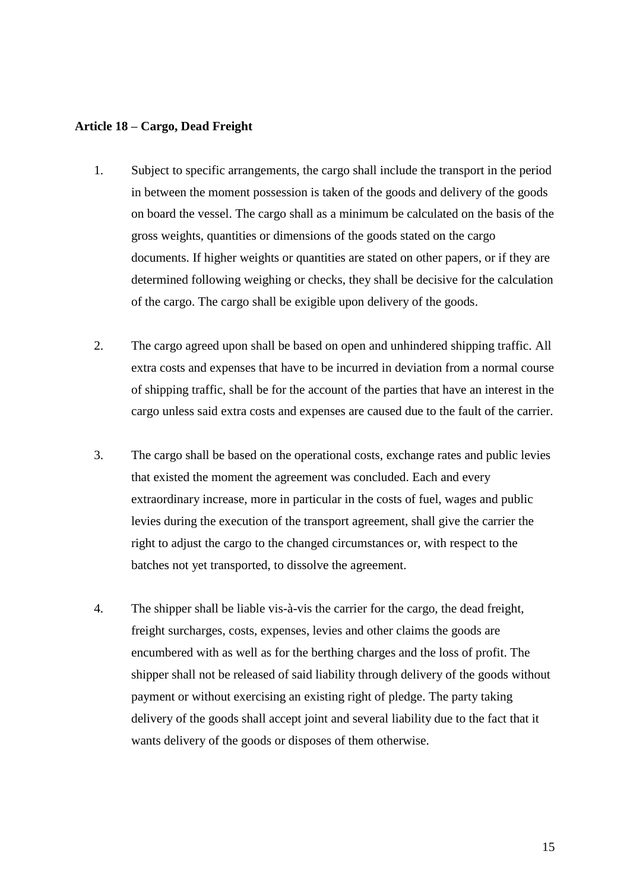**Article 18 – Cargo, Dead Freight**

1. Subject to specific arrangements, the cargo shall include the transport in the period in between the moment possession is taken of the goods and delivery of the goods on board the vessel. The cargo shall as a minimum be calculated on the basis of the gross weights, quantities or dimensions of the goods stated on the cargo documents. If higher weights or quantities are stated on other papers, or if they are determined following weighing or checks, they shall be decisive for the calculation of the cargo. The cargo shall be exigible upon delivery of the goods.

2. The cargo agreed upon shall be based on open and unhindered shipping traffic. All extra costs and expenses that have to be incurred in deviation from a normal course of shipping traffic, shall be for the account of the parties that have an interest in the cargo unless said extra costs and expenses are caused due to the fault of the carrier.

3. The cargo shall be based on the operational costs, exchange rates and public levies that existed the moment the agreement was concluded. Each and every extraordinary increase, more in particular in the costs of fuel, wages and public levies during the execution of the transport agreement, shall give the carrier the right to adjust the cargo to the changed circumstances or, with respect to the batches not yet transported, to dissolve the agreement.

4. The shipper shall be liable vis-à-vis the carrier for the cargo, the dead freight, freight surcharges, costs, expenses, levies and other claims the goods are encumbered with as well as for the berthing charges and the loss of profit. The shipper shall not be released of said liability through delivery of the goods without payment or without exercising an existing right of pledge. The party taking delivery of the goods shall accept joint and several liability due to the fact that it wants delivery of the goods or disposes of them otherwise.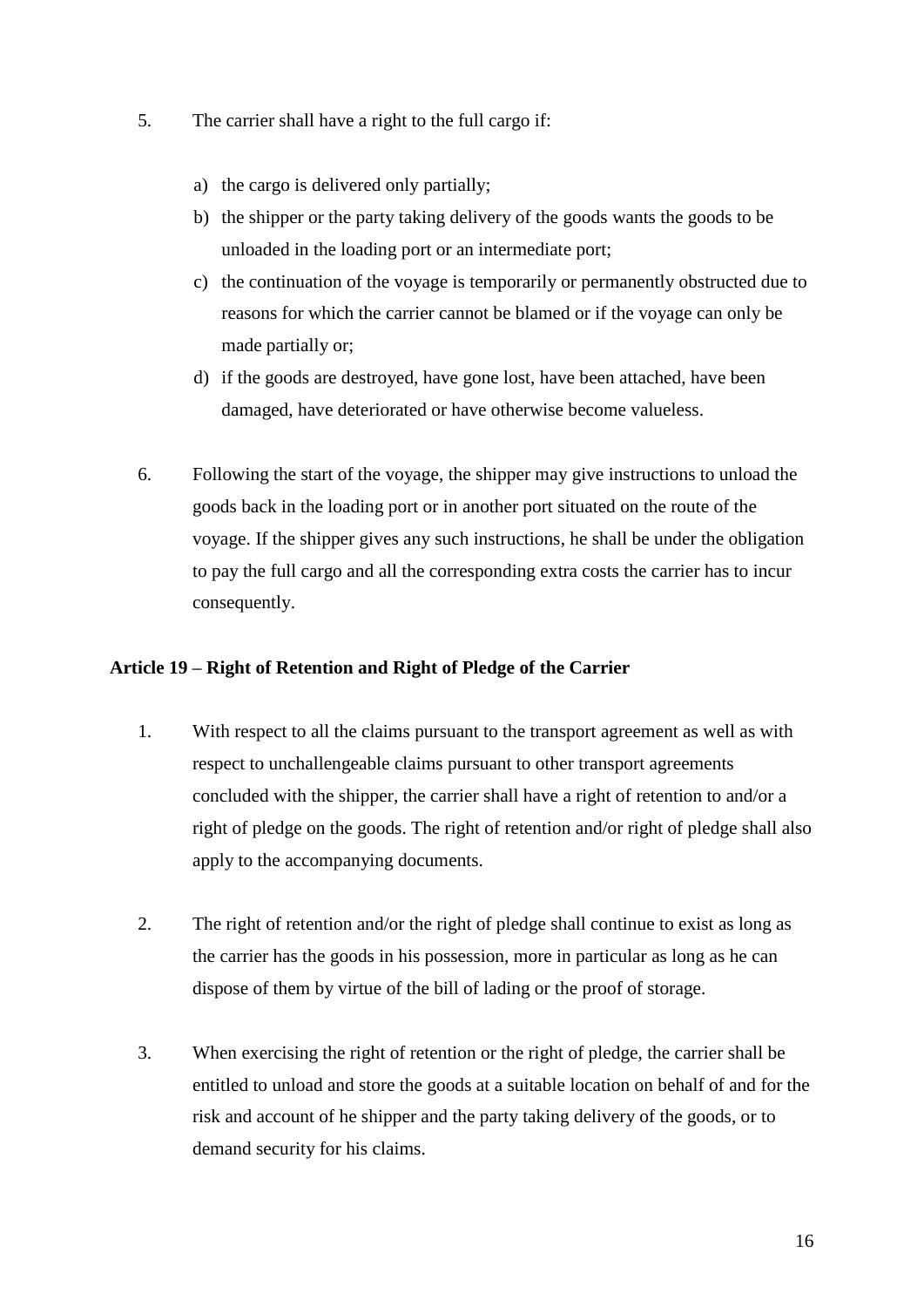5. The carrier shall have a right to the full cargo if:

   a) the cargo is delivered only partially;
   b) the shipper or the party taking delivery of the goods wants the goods to be unloaded in the loading port or an intermediate port;
   c) the continuation of the voyage is temporarily or permanently obstructed due to reasons for which the carrier cannot be blamed or if the voyage can only be made partially or;
   d) if the goods are destroyed, have gone lost, have been attached, have been damaged, have deteriorated or have otherwise become valueless.

6. Following the start of the voyage, the shipper may give instructions to unload the goods back in the loading port or in another port situated on the route of the voyage. If the shipper gives any such instructions, he shall be under the obligation to pay the full cargo and all the corresponding extra costs the carrier has to incur consequently.

**Article 19 – Right of Retention and Right of Pledge of the Carrier**

1. With respect to all the claims pursuant to the transport agreement as well as with respect to unchallengeable claims pursuant to other transport agreements concluded with the shipper, the carrier shall have a right of retention to and/or a right of pledge on the goods. The right of retention and/or right of pledge shall also apply to the accompanying documents.

2. The right of retention and/or the right of pledge shall continue to exist as long as the carrier has the goods in his possession, more in particular as long as he can dispose of them by virtue of the bill of lading or the proof of storage.

3. When exercising the right of retention or the right of pledge, the carrier shall be entitled to unload and store the goods at a suitable location on behalf of and for the risk and account of he shipper and the party taking delivery of the goods, or to demand security for his claims.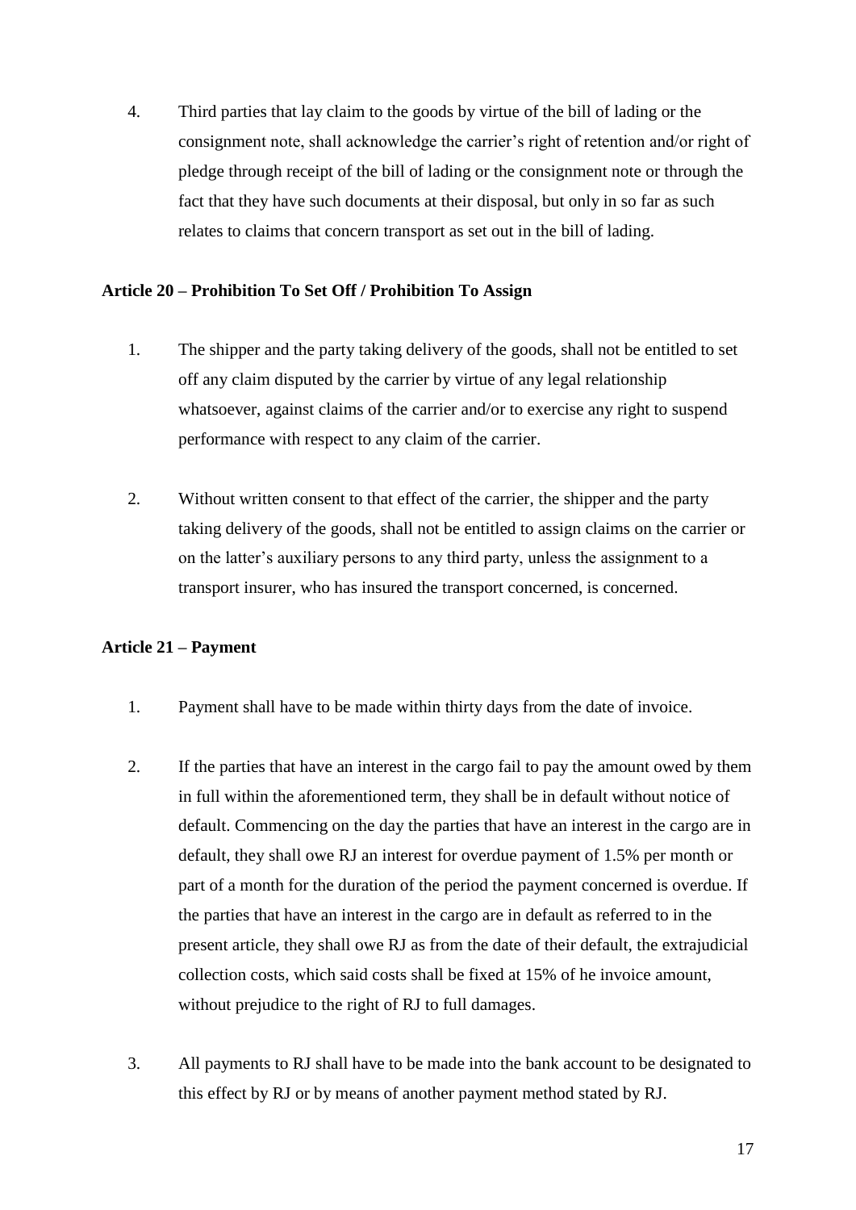4. Third parties that lay claim to the goods by virtue of the bill of lading or the consignment note, shall acknowledge the carrier's right of retention and/or right of pledge through receipt of the bill of lading or the consignment note or through the fact that they have such documents at their disposal, but only in so far as such relates to claims that concern transport as set out in the bill of lading.

**Article 20 – Prohibition To Set Off / Prohibition To Assign**

1. The shipper and the party taking delivery of the goods, shall not be entitled to set off any claim disputed by the carrier by virtue of any legal relationship whatsoever, against claims of the carrier and/or to exercise any right to suspend performance with respect to any claim of the carrier.

2. Without written consent to that effect of the carrier, the shipper and the party taking delivery of the goods, shall not be entitled to assign claims on the carrier or on the latter's auxiliary persons to any third party, unless the assignment to a transport insurer, who has insured the transport concerned, is concerned.

**Article 21 – Payment**

1. Payment shall have to be made within thirty days from the date of invoice.

2. If the parties that have an interest in the cargo fail to pay the amount owed by them in full within the aforementioned term, they shall be in default without notice of default. Commencing on the day the parties that have an interest in the cargo are in default, they shall owe RJ an interest for overdue payment of 1.5% per month or part of a month for the duration of the period the payment concerned is overdue. If the parties that have an interest in the cargo are in default as referred to in the present article, they shall owe RJ as from the date of their default, the extrajudicial collection costs, which said costs shall be fixed at 15% of he invoice amount, without prejudice to the right of RJ to full damages.

3. All payments to RJ shall have to be made into the bank account to be designated to this effect by RJ or by means of another payment method stated by RJ.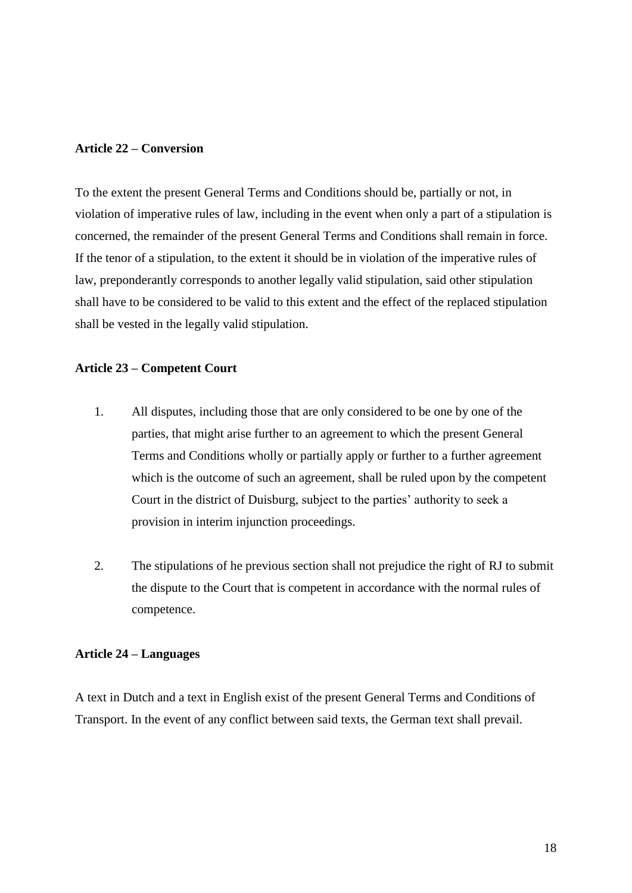**Article 22 – Conversion**

To the extent the present General Terms and Conditions should be, partially or not, in violation of imperative rules of law, including in the event when only a part of a stipulation is concerned, the remainder of the present General Terms and Conditions shall remain in force. If the tenor of a stipulation, to the extent it should be in violation of the imperative rules of law, preponderantly corresponds to another legally valid stipulation, said other stipulation shall have to be considered to be valid to this extent and the effect of the replaced stipulation shall be vested in the legally valid stipulation.

**Article 23 – Competent Court**

1. All disputes, including those that are only considered to be one by one of the parties, that might arise further to an agreement to which the present General Terms and Conditions wholly or partially apply or further to a further agreement which is the outcome of such an agreement, shall be ruled upon by the competent Court in the district of Duisburg, subject to the parties' authority to seek a provision in interim injunction proceedings.

2. The stipulations of he previous section shall not prejudice the right of RJ to submit the dispute to the Court that is competent in accordance with the normal rules of competence.

**Article 24 – Languages**

A text in Dutch and a text in English exist of the present General Terms and Conditions of Transport. In the event of any conflict between said texts, the German text shall prevail.